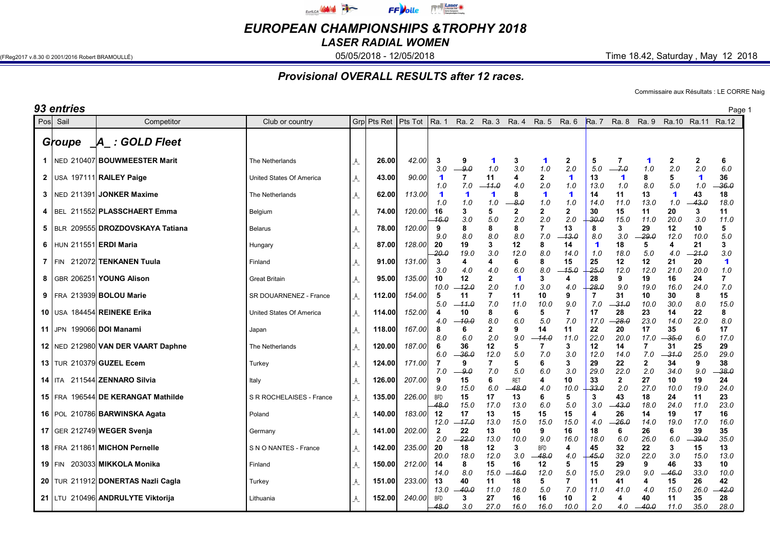# EUROPEAN CHAMPIONSHIPS &TROPHY 2018

## LASER RADIAL WOMEN

(FReg2017 v.8.30 © 2001/2016 Robert BRAMOULLÉ)

05/05/2018 - 12/05/2018

Time 18.42, Saturday , May 12 2018

### Provisional OVERALL RESULTS after 12 races.

Commissaire aux Résultats : LE CORRE Naig

**93 entries**

| Pos | Sail | Competitor | Club or country | Grp | Pts Ret | Pts Tot | Ra. 1 | Ra. 2 | Ra. 3 | Ra. 4 | Ra. 5 | Ra. 6 | Ra. 7 | Ra. 8 | Ra. 9 | Ra.10 | Ra.11 | Ra.12 |
|---|---|---|---|---|---|---|---|---|---|---|---|---|---|---|---|---|---|---|
| **Groupe _A_ : GOLD Fleet** | | | | | | | | | | | | | | | | | | |
| 1 | NED 210407 | **BOUWMEESTER Marit** | The Netherlands | _A_ | 26.00 | 42.00 | 3 3.0 | 9 ~~9.0~~ | 1 1.0 | 3 3.0 | 1 1.0 | 2 2.0 | 5 5.0 | 7 ~~7.0~~ | 1 1.0 | 2 2.0 | 2 2.0 | 6 6.0 |
| 2 | USA 197111 | **RAILEY Paige** | United States Of America | _A_ | 43.00 | 90.00 | 1 1.0 | 7 7.0 | 11 ~~11.0~~ | 4 4.0 | 2 2.0 | 1 1.0 | 13 13.0 | 1 1.0 | 8 8.0 | 5 5.0 | 1 1.0 | 36 ~~36.0~~ |
| 3 | NED 211391 | **JONKER Maxime** | The Netherlands | _A_ | 62.00 | 113.00 | 1 1.0 | 1 1.0 | 1 1.0 | 8 ~~8.0~~ | 1 1.0 | 1 1.0 | 14 14.0 | 11 11.0 | 13 13.0 | 1 1.0 | 43 ~~43.0~~ | 18 18.0 |
| 4 | BEL 211552 | **PLASSCHAERT Emma** | Belgium | _A_ | 74.00 | 120.00 | 16 ~~16.0~~ | 3 3.0 | 5 5.0 | 2 2.0 | 2 2.0 | 2 2.0 | 30 ~~30.0~~ | 15 15.0 | 11 11.0 | 20 20.0 | 3 3.0 | 11 11.0 |
| 5 | BLR 209555 | **DROZDOVSKAYA Tatiana** | Belarus | _A_ | 78.00 | 120.00 | 9 9.0 | 8 8.0 | 8 8.0 | 8 8.0 | 7 7.0 | 13 ~~13.0~~ | 8 8.0 | 3 3.0 | 29 ~~29.0~~ | 12 12.0 | 10 10.0 | 5 5.0 |
| 6 | HUN 211551 | **ERDI Maria** | Hungary | _A_ | 87.00 | 128.00 | 20 ~~20.0~~ | 19 19.0 | 3 3.0 | 12 12.0 | 8 8.0 | 14 14.0 | 1 1.0 | 18 18.0 | 5 5.0 | 4 4.0 | 21 ~~21.0~~ | 3 3.0 |
| 7 | FIN 212072 | **TENKANEN Tuula** | Finland | _A_ | 91.00 | 131.00 | 3 3.0 | 4 4.0 | 4 4.0 | 6 6.0 | 8 8.0 | 15 ~~15.0~~ | 25 ~~25.0~~ | 12 12.0 | 12 12.0 | 21 21.0 | 20 20.0 | 1 1.0 |
| 8 | GBR 206251 | **YOUNG Alison** | Great Britain | _A_ | 95.00 | 135.00 | 10 10.0 | 12 ~~12.0~~ | 2 2.0 | 1 1.0 | 3 3.0 | 4 4.0 | 28 ~~28.0~~ | 9 9.0 | 19 19.0 | 16 16.0 | 24 24.0 | 7 7.0 |
| 9 | FRA 213939 | **BOLOU Marie** | SR DOUARNENEZ - France | _A_ | 112.00 | 154.00 | 5 5.0 | 11 ~~11.0~~ | 7 7.0 | 11 11.0 | 10 10.0 | 9 9.0 | 7 7.0 | 31 ~~31.0~~ | 10 10.0 | 30 30.0 | 8 8.0 | 15 15.0 |
| 10 | USA 184454 | **REINEKE Erika** | United States Of America | _A_ | 114.00 | 152.00 | 4 4.0 | 10 ~~10.0~~ | 8 8.0 | 6 6.0 | 5 5.0 | 7 7.0 | 17 17.0 | 28 ~~28.0~~ | 23 23.0 | 14 14.0 | 22 22.0 | 8 8.0 |
| 11 | JPN 199066 | **DOI Manami** | Japan | _A_ | 118.00 | 167.00 | 8 8.0 | 6 6.0 | 2 2.0 | 9 9.0 | 14 ~~14.0~~ | 11 11.0 | 22 22.0 | 20 20.0 | 17 17.0 | 35 ~~35.0~~ | 6 6.0 | 17 17.0 |
| 12 | NED 212980 | **VAN DER VAART Daphne** | The Netherlands | _A_ | 120.00 | 187.00 | 6 6.0 | 36 ~~36.0~~ | 12 12.0 | 5 5.0 | 7 7.0 | 3 3.0 | 12 12.0 | 14 14.0 | 7 7.0 | 31 ~~31.0~~ | 25 25.0 | 29 29.0 |
| 13 | TUR 210379 | **GUZEL Ecem** | Turkey | _A_ | 124.00 | 171.00 | 7 7.0 | 9 ~~9.0~~ | 7 7.0 | 5 5.0 | 6 6.0 | 3 3.0 | 29 29.0 | 22 22.0 | 2 2.0 | 34 34.0 | 9 9.0 | 38 ~~38.0~~ |
| 14 | ITA 211544 | **ZENNARO Silvia** | Italy | _A_ | 126.00 | 207.00 | 9 9.0 | 15 15.0 | 6 6.0 | RET ~~48.0~~ | 4 4.0 | 10 10.0 | 33 ~~33.0~~ | 2 2.0 | 27 27.0 | 10 10.0 | 19 19.0 | 24 24.0 |
| 15 | FRA 196544 | **DE KERANGAT Mathilde** | S R ROCHELAISES - France | _A_ | 135.00 | 226.00 | BFD ~~48.0~~ | 15 15.0 | 17 17.0 | 13 13.0 | 6 6.0 | 5 5.0 | 3 3.0 | 43 ~~43.0~~ | 18 18.0 | 24 24.0 | 11 11.0 | 23 23.0 |
| 16 | POL 210786 | **BARWINSKA Agata** | Poland | _A_ | 140.00 | 183.00 | 12 12.0 | 17 ~~17.0~~ | 13 13.0 | 15 15.0 | 15 15.0 | 15 15.0 | 4 4.0 | 26 ~~26.0~~ | 14 14.0 | 19 19.0 | 17 17.0 | 16 16.0 |
| 17 | GER 212749 | **WEGER Svenja** | Germany | _A_ | 141.00 | 202.00 | 2 2.0 | 22 ~~22.0~~ | 13 13.0 | 10 10.0 | 9 9.0 | 16 16.0 | 18 18.0 | 6 6.0 | 26 26.0 | 6 6.0 | 39 ~~39.0~~ | 35 35.0 |
| 18 | FRA 211861 | **MICHON Pernelle** | S N O NANTES - France | _A_ | 142.00 | 235.00 | 20 20.0 | 18 18.0 | 12 12.0 | 3 3.0 | BFD ~~48.0~~ | 4 4.0 | 45 ~~45.0~~ | 32 32.0 | 22 22.0 | 3 3.0 | 15 15.0 | 13 13.0 |
| 19 | FIN 203033 | **MIKKOLA Monika** | Finland | _A_ | 150.00 | 212.00 | 14 14.0 | 8 8.0 | 15 15.0 | 16 ~~16.0~~ | 12 12.0 | 5 5.0 | 15 15.0 | 29 29.0 | 9 9.0 | 46 ~~46.0~~ | 33 33.0 | 10 10.0 |
| 20 | TUR 211912 | **DONERTAS Nazli Cagla** | Turkey | _A_ | 151.00 | 233.00 | 13 13.0 | 40 ~~40.0~~ | 11 11.0 | 18 18.0 | 5 5.0 | 7 7.0 | 11 11.0 | 41 41.0 | 4 4.0 | 15 15.0 | 26 26.0 | 42 ~~42.0~~ |
| 21 | LTU 210496 | **ANDRULYTE Viktorija** | Lithuania | _A_ | 152.00 | 240.00 | BFD ~~48.0~~ | 3 3.0 | 27 27.0 | 16 16.0 | 16 16.0 | 10 10.0 | 2 2.0 | 4 4.0 | 40 ~~40.0~~ | 11 11.0 | 35 35.0 | 28 28.0 |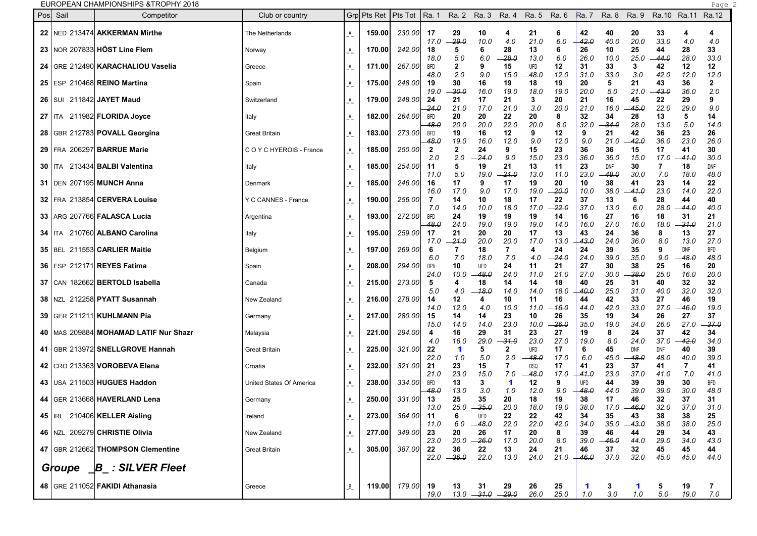EUROPEAN CHAMPIONSHIPS &TROPHY 2018

| Pos | Sail | Competitor | Club or country | Grp | Pts Ret | Pts Tot | Ra. 1 | Ra. 2 | Ra. 3 | Ra. 4 | Ra. 5 | Ra. 6 | Ra. 7 | Ra. 8 | Ra. 9 | Ra.10 | Ra.11 | Ra.12 |
|---|---|---|---|---|---|---|---|---|---|---|---|---|---|---|---|---|---|---|
| 22 | NED 213474 | **AKKERMAN Mirthe** | The Netherlands | _A_ | 159.00 | 230.00 | 17<br>17.0 | 29<br>~~29.0~~ | 10<br>10.0 | 4<br>4.0 | 21<br>21.0 | 6<br>6.0 | 42<br>~~42.0~~ | 40<br>40.0 | 20<br>20.0 | 33<br>33.0 | 4<br>4.0 | 4<br>4.0 |
| 23 | NOR 207833 | **HÖST Line Flem** | Norway | _A_ | 170.00 | 242.00 | 18<br>18.0 | 5<br>5.0 | 6<br>6.0 | 28<br>~~28.0~~ | 13<br>13.0 | 6<br>6.0 | 26<br>26.0 | 10<br>10.0 | 25<br>25.0 | 44<br>~~44.0~~ | 28<br>28.0 | 33<br>33.0 |
| 24 | GRE 212490 | **KARACHALIOU Vaselia** | Greece | _A_ | 171.00 | 267.00 | BFD<br>~~48.0~~ | 2<br>2.0 | 9<br>9.0 | 15<br>15.0 | UFD<br>~~48.0~~ | 12<br>12.0 | 31<br>31.0 | 33<br>33.0 | 3<br>3.0 | 42<br>42.0 | 12<br>12.0 | 12<br>12.0 |
| 25 | ESP 210468 | **REINO Martina** | Spain | _A_ | 175.00 | 248.00 | 19<br>19.0 | 30<br>~~30.0~~ | 16<br>16.0 | 19<br>19.0 | 18<br>18.0 | 19<br>19.0 | 20<br>20.0 | 5<br>5.0 | 21<br>21.0 | 43<br>~~43.0~~ | 36<br>36.0 | 2<br>2.0 |
| 26 | SUI 211842 | **JAYET Maud** | Switzerland | _A_ | 179.00 | 248.00 | 24<br>~~24.0~~ | 21<br>21.0 | 17<br>17.0 | 21<br>21.0 | 3<br>3.0 | 20<br>20.0 | 21<br>21.0 | 16<br>16.0 | 45<br>~~45.0~~ | 22<br>22.0 | 29<br>29.0 | 9<br>9.0 |
| 27 | ITA 211982 | **FLORIDA Joyce** | Italy | _A_ | 182.00 | 264.00 | BFD<br>~~48.0~~ | 20<br>20.0 | 20<br>20.0 | 22<br>22.0 | 20<br>20.0 | 8<br>8.0 | 32<br>32.0 | 34<br>~~34.0~~ | 28<br>28.0 | 13<br>13.0 | 5<br>5.0 | 14<br>14.0 |
| 28 | GBR 212783 | **POVALL Georgina** | Great Britain | _A_ | 183.00 | 273.00 | BFD<br>~~48.0~~ | 19<br>19.0 | 16<br>16.0 | 12<br>12.0 | 9<br>9.0 | 12<br>12.0 | 9<br>9.0 | 21<br>21.0 | 42<br>~~42.0~~ | 36<br>36.0 | 23<br>23.0 | 26<br>26.0 |
| 29 | FRA 206297 | **BARRUE Marie** | C O Y C HYEROIS - France | _A_ | 185.00 | 250.00 | 2<br>2.0 | 2<br>2.0 | 24<br>~~24.0~~ | 9<br>9.0 | 15<br>15.0 | 23<br>23.0 | 36<br>36.0 | 36<br>36.0 | 15<br>15.0 | 17<br>17.0 | 41<br>~~41.0~~ | 30<br>30.0 |
| 30 | ITA 213434 | **BALBI Valentina** | Italy | _A_ | 185.00 | 254.00 | 11<br>11.0 | 5<br>5.0 | 19<br>19.0 | 21<br>~~21.0~~ | 13<br>13.0 | 11<br>11.0 | 23<br>23.0 | DNF<br>~~48.0~~ | 30<br>30.0 | 7<br>7.0 | 18<br>18.0 | DNF<br>48.0 |
| 31 | DEN 207195 | **MUNCH Anna** | Denmark | _A_ | 185.00 | 246.00 | 16<br>16.0 | 17<br>17.0 | 9<br>9.0 | 17<br>17.0 | 19<br>19.0 | 20<br>~~20.0~~ | 10<br>10.0 | 38<br>38.0 | 41<br>~~41.0~~ | 23<br>23.0 | 14<br>14.0 | 22<br>22.0 |
| 32 | FRA 213854 | **CERVERA Louise** | Y C CANNES - France | _A_ | 190.00 | 256.00 | 7<br>7.0 | 14<br>14.0 | 10<br>10.0 | 18<br>18.0 | 17<br>17.0 | 22<br>~~22.0~~ | 37<br>37.0 | 13<br>13.0 | 6<br>6.0 | 28<br>28.0 | 44<br>~~44.0~~ | 40<br>40.0 |
| 33 | ARG 207766 | **FALASCA Lucia** | Argentina | _A_ | 193.00 | 272.00 | BFD<br>~~48.0~~ | 24<br>24.0 | 19<br>19.0 | 19<br>19.0 | 19<br>19.0 | 14<br>14.0 | 16<br>16.0 | 27<br>27.0 | 16<br>16.0 | 18<br>18.0 | 31<br>~~31.0~~ | 21<br>21.0 |
| 34 | ITA 210760 | **ALBANO Carolina** | Italy | _A_ | 195.00 | 259.00 | 17<br>17.0 | 21<br>~~21.0~~ | 20<br>20.0 | 20<br>20.0 | 17<br>17.0 | 13<br>13.0 | 43<br>~~43.0~~ | 24<br>24.0 | 36<br>36.0 | 8<br>8.0 | 13<br>13.0 | 27<br>27.0 |
| 35 | BEL 211553 | **CARLIER Maitie** | Belgium | _A_ | 197.00 | 269.00 | 6<br>6.0 | 7<br>7.0 | 18<br>18.0 | 7<br>7.0 | 4<br>4.0 | 24<br>~~24.0~~ | 24<br>24.0 | 39<br>39.0 | 35<br>35.0 | 9<br>9.0 | DNF<br>~~48.0~~ | BFD<br>48.0 |
| 36 | ESP 212171 | **REYES Fatima** | Spain | _A_ | 208.00 | 294.00 | DPI<br>24.0 | 10<br>10.0 | UFD<br>~~48.0~~ | 24<br>24.0 | 11<br>11.0 | 21<br>21.0 | 27<br>27.0 | 30<br>30.0 | 38<br>~~38.0~~ | 25<br>25.0 | 16<br>16.0 | 20<br>20.0 |
| 37 | CAN 182662 | **BERTOLD Isabella** | Canada | _A_ | 215.00 | 273.00 | 5<br>5.0 | 4<br>4.0 | 18<br>~~18.0~~ | 14<br>14.0 | 14<br>14.0 | 18<br>18.0 | 40<br>~~40.0~~ | 25<br>25.0 | 31<br>31.0 | 40<br>40.0 | 32<br>32.0 | 32<br>32.0 |
| 38 | NZL 212258 | **PYATT Susannah** | New Zealand | _A_ | 216.00 | 278.00 | 14<br>14.0 | 12<br>12.0 | 4<br>4.0 | 10<br>10.0 | 11<br>11.0 | 16<br>~~16.0~~ | 44<br>44.0 | 42<br>42.0 | 33<br>33.0 | 27<br>27.0 | 46<br>~~46.0~~ | 19<br>19.0 |
| 39 | GER 211211 | **KUHLMANN Pia** | Germany | _A_ | 217.00 | 280.00 | 15<br>15.0 | 14<br>14.0 | 14<br>14.0 | 23<br>23.0 | 10<br>10.0 | 26<br>~~26.0~~ | 35<br>35.0 | 19<br>19.0 | 34<br>34.0 | 26<br>26.0 | 27<br>27.0 | 37<br>~~37.0~~ |
| 40 | MAS 209884 | **MOHAMAD LATIF Nur Shazr** | Malaysia | _A_ | 221.00 | 294.00 | 4<br>4.0 | 16<br>16.0 | 29<br>29.0 | 31<br>~~31.0~~ | 23<br>23.0 | 27<br>27.0 | 19<br>19.0 | 8<br>8.0 | 24<br>24.0 | 37<br>37.0 | 42<br>~~42.0~~ | 34<br>34.0 |
| 41 | GBR 213972 | **SNELLGROVE Hannah** | Great Britain | _A_ | 225.00 | 321.00 | 22<br>22.0 | 1<br>1.0 | 5<br>5.0 | 2<br>2.0 | UFD<br>~~48.0~~ | 17<br>17.0 | 6<br>6.0 | 45<br>45.0 | DNF<br>~~48.0~~ | DNF<br>48.0 | 40<br>40.0 | 39<br>39.0 |
| 42 | CRO 213363 | **VOROBEVA Elena** | Croatia | _A_ | 232.00 | 321.00 | 21<br>21.0 | 23<br>23.0 | 15<br>15.0 | 7<br>7.0 | DSQ<br>~~48.0~~ | 17<br>17.0 | 41<br>~~41.0~~ | 23<br>23.0 | 37<br>37.0 | 41<br>41.0 | 7<br>7.0 | 41<br>41.0 |
| 43 | USA 211503 | **HUGUES Haddon** | United States Of America | _A_ | 238.00 | 334.00 | BFD<br>~~48.0~~ | 13<br>13.0 | 3<br>3.0 | 1<br>1.0 | 12<br>12.0 | 9<br>9.0 | UFD<br>~~48.0~~ | 44<br>44.0 | 39<br>39.0 | 39<br>39.0 | 30<br>30.0 | BFD<br>48.0 |
| 44 | GER 213668 | **HAVERLAND Lena** | Germany | _A_ | 250.00 | 331.00 | 13<br>13.0 | 25<br>25.0 | 35<br>~~35.0~~ | 20<br>20.0 | 18<br>18.0 | 19<br>19.0 | 38<br>38.0 | 17<br>17.0 | 46<br>~~46.0~~ | 32<br>32.0 | 37<br>37.0 | 31<br>31.0 |
| 45 | IRL 210406 | **KELLER Aisling** | Ireland | _A_ | 273.00 | 364.00 | 11<br>11.0 | 6<br>6.0 | UFD<br>~~48.0~~ | 22<br>22.0 | 22<br>22.0 | 42<br>42.0 | 34<br>34.0 | 35<br>35.0 | 43<br>~~43.0~~ | 38<br>38.0 | 38<br>38.0 | 25<br>25.0 |
| 46 | NZL 209279 | **CHRISTIE Olivia** | New Zealand | _A_ | 277.00 | 349.00 | 23<br>23.0 | 20<br>20.0 | 26<br>~~26.0~~ | 17<br>17.0 | 20<br>20.0 | 8<br>8.0 | 39<br>39.0 | 46<br>~~46.0~~ | 44<br>44.0 | 29<br>29.0 | 34<br>34.0 | 43<br>43.0 |
| 47 | GBR 212662 | **THOMPSON Clementine** | Great Britain | _A_ | 305.00 | 387.00 | 22<br>22.0 | 36<br>~~36.0~~ | 22<br>22.0 | 13<br>13.0 | 24<br>24.0 | 21<br>21.0 | 46<br>~~46.0~~ | 37<br>37.0 | 32<br>32.0 | 45<br>45.0 | 45<br>45.0 | 44<br>44.0 |
| ***Groupe _B_ : SILVER Fleet*** | | | | | | | | | | | | | | | | | | |
| 48 | GRE 211052 | **FAKIDI Athanasia** | Greece | _B_ | 119.00 | 179.00 | 19<br>19.0 | 13<br>13.0 | 31<br>~~31.0~~ | 29<br>~~29.0~~ | 26<br>26.0 | 25<br>25.0 | 1<br>1.0 | 3<br>3.0 | 1<br>1.0 | 5<br>5.0 | 19<br>19.0 | 7<br>7.0 |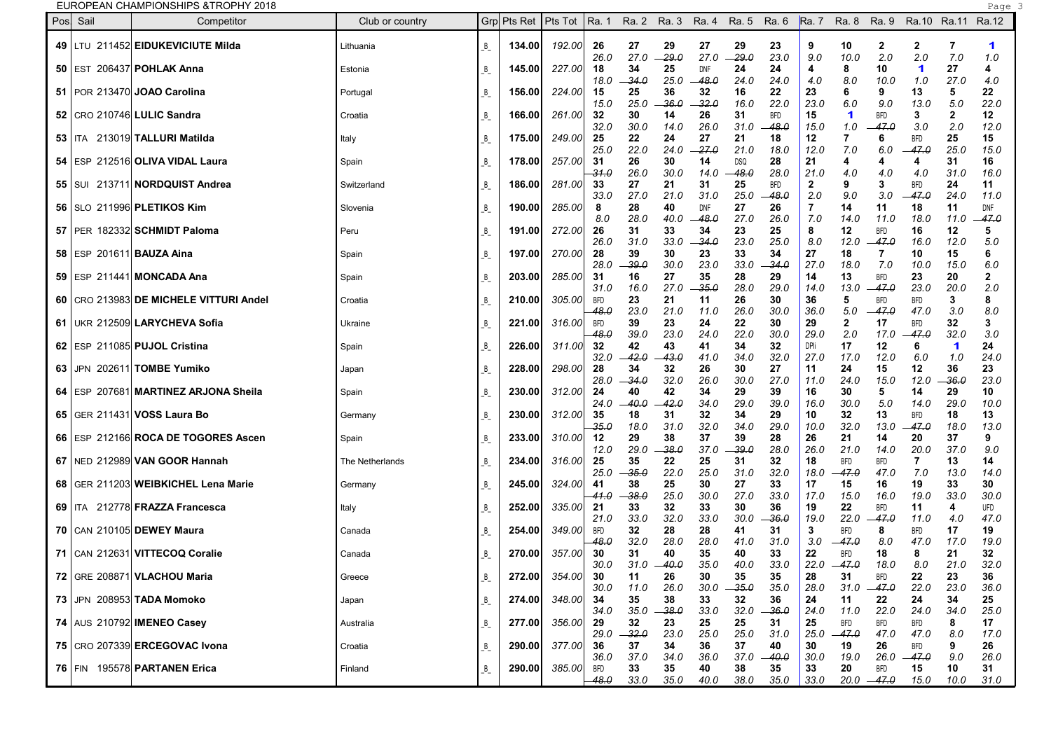EUROPEAN CHAMPIONSHIPS &TROPHY 2018

| Pos | Sail | Competitor | Club or country | Grp | Pts Ret | Pts Tot | Ra. 1 | Ra. 2 | Ra. 3 | Ra. 4 | Ra. 5 | Ra. 6 | Ra. 7 | Ra. 8 | Ra. 9 | Ra.10 | Ra.11 | Ra.12 |
|---|---|---|---|---|---|---|---|---|---|---|---|---|---|---|---|---|---|---|
| 49 | LTU 211452 | **EIDUKEVICIUTE Milda** | Lithuania | _B_ | 134.00 | 192.00 | 26 26.0 | 27 27.0 | 29 -29.0 | 27 27.0 | 29 -29.0 | 23 23.0 | 9 9.0 | 10 10.0 | 2 2.0 | 2 2.0 | 7 7.0 | 1 1.0 |
| 50 | EST 206437 | **POHLAK Anna** | Estonia | _B_ | 145.00 | 227.00 | 18 18.0 | 34 -34.0 | 25 25.0 | DNF -48.0 | 24 24.0 | 24 24.0 | 4 4.0 | 8 8.0 | 10 10.0 | 1 1.0 | 27 27.0 | 4 4.0 |
| 51 | POR 213470 | **JOAO Carolina** | Portugal | _B_ | 156.00 | 224.00 | 15 15.0 | 25 25.0 | 36 -36.0 | 32 -32.0 | 16 16.0 | 22 22.0 | 23 23.0 | 6 6.0 | 9 9.0 | 13 13.0 | 5 5.0 | 22 22.0 |
| 52 | CRO 210746 | **LULIC Sandra** | Croatia | _B_ | 166.00 | 261.00 | 32 32.0 | 30 30.0 | 14 14.0 | 26 26.0 | 31 31.0 | BFD -48.0 | 15 15.0 | 1 1.0 | BFD -47.0 | 3 3.0 | 2 2.0 | 12 12.0 |
| 53 | ITA 213019 | **TALLURI Matilda** | Italy | _B_ | 175.00 | 249.00 | 25 25.0 | 22 22.0 | 24 24.0 | 27 -27.0 | 21 21.0 | 18 18.0 | 12 12.0 | 7 7.0 | 6 6.0 | BFD -47.0 | 25 25.0 | 15 15.0 |
| 54 | ESP 212516 | **OLIVA VIDAL Laura** | Spain | _B_ | 178.00 | 257.00 | 31 -31.0 | 26 26.0 | 30 30.0 | 14 14.0 | DSQ -48.0 | 28 28.0 | 21 21.0 | 4 4.0 | 4 4.0 | 4 4.0 | 31 31.0 | 16 16.0 |
| 55 | SUI 213711 | **NORDQUIST Andrea** | Switzerland | _B_ | 186.00 | 281.00 | 33 33.0 | 27 27.0 | 21 21.0 | 31 31.0 | 25 25.0 | BFD -48.0 | 2 2.0 | 9 9.0 | 3 3.0 | BFD -47.0 | 24 24.0 | 11 11.0 |
| 56 | SLO 211996 | **PLETIKOS Kim** | Slovenia | _B_ | 190.00 | 285.00 | 8 8.0 | 28 28.0 | 40 40.0 | DNF -48.0 | 27 27.0 | 26 26.0 | 7 7.0 | 14 14.0 | 11 11.0 | 18 18.0 | 11 11.0 | DNF -47.0 |
| 57 | PER 182332 | **SCHMIDT Paloma** | Peru | _B_ | 191.00 | 272.00 | 26 26.0 | 31 31.0 | 33 33.0 | 34 -34.0 | 23 23.0 | 25 25.0 | 8 8.0 | 12 12.0 | BFD -47.0 | 16 16.0 | 12 12.0 | 5 5.0 |
| 58 | ESP 201611 | **BAUZA Aina** | Spain | _B_ | 197.00 | 270.00 | 28 28.0 | 39 -39.0 | 30 30.0 | 23 23.0 | 33 33.0 | 34 -34.0 | 27 27.0 | 18 18.0 | 7 7.0 | 10 10.0 | 15 15.0 | 6 6.0 |
| 59 | ESP 211441 | **MONCADA Ana** | Spain | _B_ | 203.00 | 285.00 | 31 31.0 | 16 16.0 | 27 27.0 | 35 -35.0 | 28 28.0 | 29 29.0 | 14 14.0 | 13 13.0 | BFD -47.0 | 23 23.0 | 20 20.0 | 2 2.0 |
| 60 | CRO 213983 | **DE MICHELE VITTURI Andel** | Croatia | _B_ | 210.00 | 305.00 | BFD -48.0 | 23 23.0 | 21 21.0 | 11 11.0 | 26 26.0 | 30 30.0 | 36 36.0 | 5 5.0 | BFD -47.0 | BFD 47.0 | 3 3.0 | 8 8.0 |
| 61 | UKR 212509 | **LARYCHEVA Sofia** | Ukraine | _B_ | 221.00 | 316.00 | BFD -48.0 | 39 39.0 | 23 23.0 | 24 24.0 | 22 22.0 | 30 30.0 | 29 29.0 | 2 2.0 | 17 17.0 | BFD -47.0 | 32 32.0 | 3 3.0 |
| 62 | ESP 211085 | **PUJOL Cristina** | Spain | _B_ | 226.00 | 311.00 | 32 32.0 | 42 -42.0 | 43 -43.0 | 41 41.0 | 34 34.0 | 32 32.0 | DPIi 27.0 | 17 17.0 | 12 12.0 | 6 6.0 | 1 1.0 | 24 24.0 |
| 63 | JPN 202611 | **TOMBE Yumiko** | Japan | _B_ | 228.00 | 298.00 | 28 28.0 | 34 -34.0 | 32 32.0 | 26 26.0 | 30 30.0 | 27 27.0 | 11 11.0 | 24 24.0 | 15 15.0 | 12 12.0 | 36 -36.0 | 23 23.0 |
| 64 | ESP 207681 | **MARTINEZ ARJONA Sheila** | Spain | _B_ | 230.00 | 312.00 | 24 24.0 | 40 -40.0 | 42 -42.0 | 34 34.0 | 29 29.0 | 39 39.0 | 16 16.0 | 30 30.0 | 5 5.0 | 14 14.0 | 29 29.0 | 10 10.0 |
| 65 | GER 211431 | **VOSS Laura Bo** | Germany | _B_ | 230.00 | 312.00 | 35 -35.0 | 18 18.0 | 31 31.0 | 32 32.0 | 34 34.0 | 29 29.0 | 10 10.0 | 32 32.0 | 13 13.0 | BFD -47.0 | 18 18.0 | 13 13.0 |
| 66 | ESP 212166 | **ROCA DE TOGORES Ascen** | Spain | _B_ | 233.00 | 310.00 | 12 12.0 | 29 29.0 | 38 -38.0 | 37 37.0 | 39 -39.0 | 28 28.0 | 26 26.0 | 21 21.0 | 14 14.0 | 20 20.0 | 37 37.0 | 9 9.0 |
| 67 | NED 212989 | **VAN GOOR Hannah** | The Netherlands | _B_ | 234.00 | 316.00 | 25 25.0 | 35 -35.0 | 22 22.0 | 25 25.0 | 31 31.0 | 32 32.0 | 18 18.0 | BFD -47.0 | BFD 47.0 | 7 7.0 | 13 13.0 | 14 14.0 |
| 68 | GER 211203 | **WEIBKICHEL Lena Marie** | Germany | _B_ | 245.00 | 324.00 | 41 -41.0 | 38 -38.0 | 25 25.0 | 30 30.0 | 27 27.0 | 33 33.0 | 17 17.0 | 15 15.0 | 16 16.0 | 19 19.0 | 33 33.0 | 30 30.0 |
| 69 | ITA 212778 | **FRAZZA Francesca** | Italy | _B_ | 252.00 | 335.00 | 21 21.0 | 33 33.0 | 32 32.0 | 33 33.0 | 30 30.0 | 36 -36.0 | 19 19.0 | 22 22.0 | BFD -47.0 | 11 11.0 | 4 4.0 | UFD 47.0 |
| 70 | CAN 210105 | **DEWEY Maura** | Canada | _B_ | 254.00 | 349.00 | BFD -48.0 | 32 32.0 | 28 28.0 | 28 28.0 | 41 41.0 | 31 31.0 | 3 3.0 | BFD -47.0 | 8 8.0 | BFD 47.0 | 17 17.0 | 19 19.0 |
| 71 | CAN 212631 | **VITTECOQ Coralie** | Canada | _B_ | 270.00 | 357.00 | 30 30.0 | 31 31.0 | 40 -40.0 | 35 35.0 | 40 40.0 | 33 33.0 | 22 22.0 | BFD -47.0 | 18 18.0 | 8 8.0 | 21 21.0 | 32 32.0 |
| 72 | GRE 208871 | **VLACHOU Maria** | Greece | _B_ | 272.00 | 354.00 | 30 30.0 | 11 11.0 | 26 26.0 | 30 30.0 | 35 -35.0 | 35 35.0 | 28 28.0 | 31 31.0 | BFD -47.0 | 22 22.0 | 23 23.0 | 36 36.0 |
| 73 | JPN 208953 | **TADA Momoko** | Japan | _B_ | 274.00 | 348.00 | 34 34.0 | 35 35.0 | 38 -38.0 | 33 33.0 | 32 32.0 | 36 -36.0 | 24 24.0 | 11 11.0 | 22 22.0 | 24 24.0 | 34 34.0 | 25 25.0 |
| 74 | AUS 210792 | **IMENEO Casey** | Australia | _B_ | 277.00 | 356.00 | 29 29.0 | 32 -32.0 | 23 23.0 | 25 25.0 | 25 25.0 | 31 31.0 | 25 25.0 | BFD -47.0 | BFD 47.0 | BFD 47.0 | 8 8.0 | 17 17.0 |
| 75 | CRO 207339 | **ERCEGOVAC Ivona** | Croatia | _B_ | 290.00 | 377.00 | 36 36.0 | 37 37.0 | 34 34.0 | 36 36.0 | 37 37.0 | 40 -40.0 | 30 30.0 | 19 19.0 | 26 26.0 | BFD -47.0 | 9 9.0 | 26 26.0 |
| 76 | FIN 195578 | **PARTANEN Erica** | Finland | _B_ | 290.00 | 385.00 | BFD -48.0 | 33 33.0 | 35 35.0 | 40 40.0 | 38 38.0 | 35 35.0 | 33 33.0 | 20 20.0 | BFD -47.0 | 15 15.0 | 10 10.0 | 31 31.0 |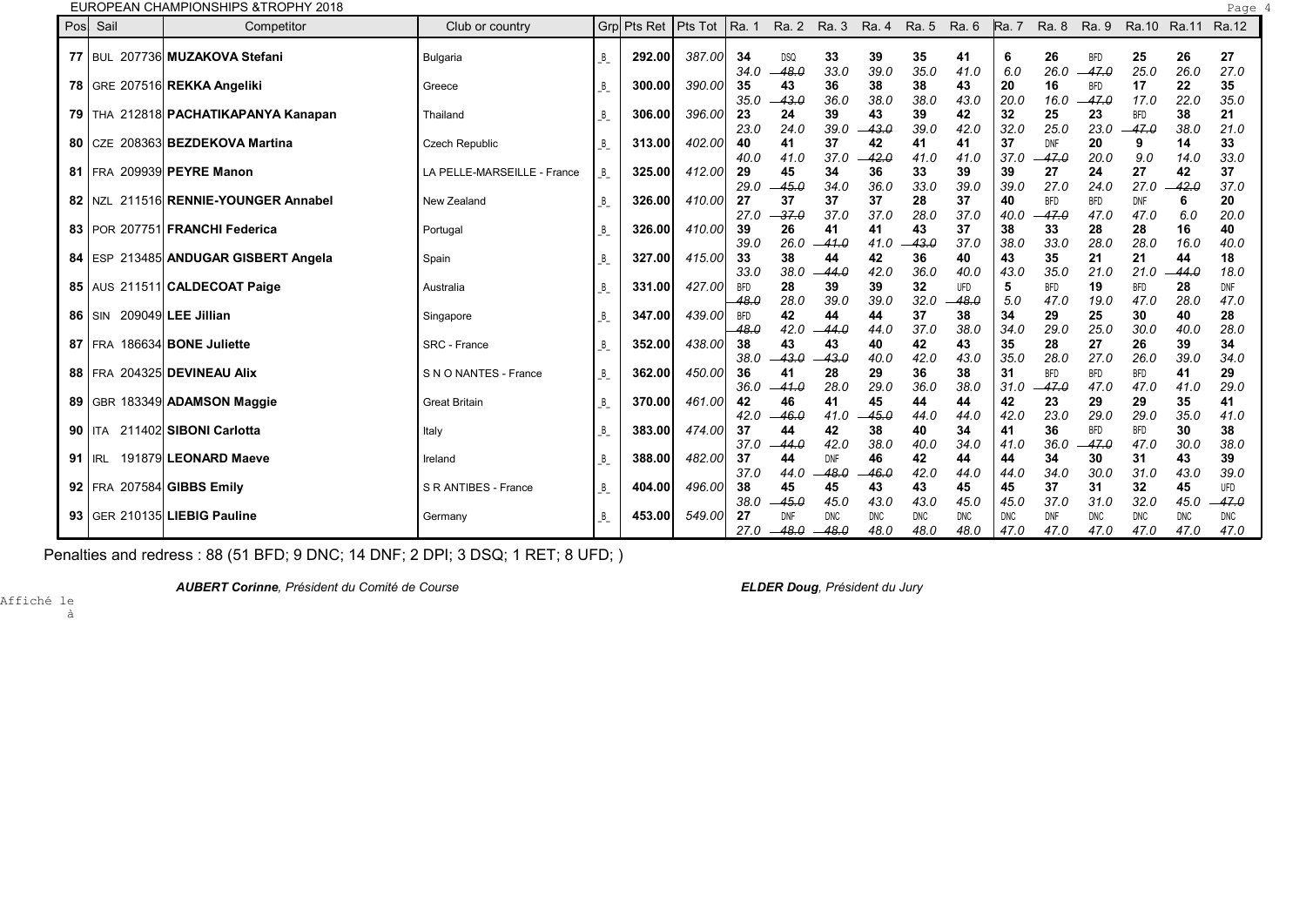EUROPEAN CHAMPIONSHIPS &TROPHY 2018

| Pos | Sail | Competitor | Club or country | Grp | Pts Ret | Pts Tot | Ra. 1 | Ra. 2 | Ra. 3 | Ra. 4 | Ra. 5 | Ra. 6 | Ra. 7 | Ra. 8 | Ra. 9 | Ra.10 | Ra.11 | Ra.12 |
|---|---|---|---|---|---|---|---|---|---|---|---|---|---|---|---|---|---|---|
| 77 | BUL 207736 | **MUZAKOVA Stefani** | Bulgaria | _B_ | 292.00 | 387.00 | 34<br>34.0 | DSQ<br>~~48.0~~ | 33<br>33.0 | 39<br>39.0 | 35<br>35.0 | 41<br>41.0 | 6<br>6.0 | 26<br>26.0 | BFD<br>~~47.0~~ | 25<br>25.0 | 26<br>26.0 | 27<br>27.0 |
| 78 | GRE 207516 | **REKKA Angeliki** | Greece | _B_ | 300.00 | 390.00 | 35<br>35.0 | 43<br>~~43.0~~ | 36<br>36.0 | 38<br>38.0 | 38<br>38.0 | 43<br>43.0 | 20<br>20.0 | 16<br>16.0 | BFD<br>~~47.0~~ | 17<br>17.0 | 22<br>22.0 | 35<br>35.0 |
| 79 | THA 212818 | **PACHATIKAPANYA Kanapan** | Thailand | _B_ | 306.00 | 396.00 | 23<br>23.0 | 24<br>24.0 | 39<br>39.0 | 43<br>~~43.0~~ | 39<br>39.0 | 42<br>42.0 | 32<br>32.0 | 25<br>25.0 | 23<br>23.0 | BFD<br>~~47.0~~ | 38<br>38.0 | 21<br>21.0 |
| 80 | CZE 208363 | **BEZDEKOVA Martina** | Czech Republic | _B_ | 313.00 | 402.00 | 40<br>40.0 | 41<br>41.0 | 37<br>37.0 | 42<br>~~42.0~~ | 41<br>41.0 | 41<br>41.0 | 37<br>37.0 | DNF<br>~~47.0~~ | 20<br>20.0 | 9<br>9.0 | 14<br>14.0 | 33<br>33.0 |
| 81 | FRA 209939 | **PEYRE Manon** | LA PELLE-MARSEILLE - France | _B_ | 325.00 | 412.00 | 29<br>29.0 | 45<br>~~45.0~~ | 34<br>34.0 | 36<br>36.0 | 33<br>33.0 | 39<br>39.0 | 39<br>39.0 | 27<br>27.0 | 24<br>24.0 | 27<br>27.0 | 42<br>~~42.0~~ | 37<br>37.0 |
| 82 | NZL 211516 | **RENNIE-YOUNGER Annabel** | New Zealand | _B_ | 326.00 | 410.00 | 27<br>27.0 | 37<br>~~37.0~~ | 37<br>37.0 | 37<br>37.0 | 28<br>28.0 | 37<br>37.0 | 40<br>40.0 | BFD<br>~~47.0~~ | BFD<br>47.0 | DNF<br>47.0 | 6<br>6.0 | 20<br>20.0 |
| 83 | POR 207751 | **FRANCHI Federica** | Portugal | _B_ | 326.00 | 410.00 | 39<br>39.0 | 26<br>26.0 | 41<br>~~41.0~~ | 41<br>41.0 | 43<br>~~43.0~~ | 37<br>37.0 | 38<br>38.0 | 33<br>33.0 | 28<br>28.0 | 28<br>28.0 | 16<br>16.0 | 40<br>40.0 |
| 84 | ESP 213485 | **ANDUGAR GISBERT Angela** | Spain | _B_ | 327.00 | 415.00 | 33<br>33.0 | 38<br>38.0 | 44<br>~~44.0~~ | 42<br>42.0 | 36<br>36.0 | 40<br>40.0 | 43<br>43.0 | 35<br>35.0 | 21<br>21.0 | 21<br>21.0 | 44<br>~~44.0~~ | 18<br>18.0 |
| 85 | AUS 211511 | **CALDECOAT Paige** | Australia | _B_ | 331.00 | 427.00 | BFD<br>~~48.0~~ | 28<br>28.0 | 39<br>39.0 | 39<br>39.0 | 32<br>32.0 | UFD<br>~~48.0~~ | 5<br>5.0 | BFD<br>47.0 | 19<br>19.0 | BFD<br>47.0 | 28<br>28.0 | DNF<br>47.0 |
| 86 | SIN 209049 | **LEE Jillian** | Singapore | _B_ | 347.00 | 439.00 | BFD<br>~~48.0~~ | 42<br>42.0 | 44<br>~~44.0~~ | 44<br>44.0 | 37<br>37.0 | 38<br>38.0 | 34<br>34.0 | 29<br>29.0 | 25<br>25.0 | 30<br>30.0 | 40<br>40.0 | 28<br>28.0 |
| 87 | FRA 186634 | **BONE Juliette** | SRC - France | _B_ | 352.00 | 438.00 | 38<br>38.0 | 43<br>~~43.0~~ | 43<br>~~43.0~~ | 40<br>40.0 | 42<br>42.0 | 43<br>43.0 | 35<br>35.0 | 28<br>28.0 | 27<br>27.0 | 26<br>26.0 | 39<br>39.0 | 34<br>34.0 |
| 88 | FRA 204325 | **DEVINEAU Alix** | S N O NANTES - France | _B_ | 362.00 | 450.00 | 36<br>36.0 | 41<br>~~41.0~~ | 28<br>28.0 | 29<br>29.0 | 36<br>36.0 | 38<br>38.0 | 31<br>31.0 | BFD<br>~~47.0~~ | BFD<br>47.0 | BFD<br>47.0 | 41<br>41.0 | 29<br>29.0 |
| 89 | GBR 183349 | **ADAMSON Maggie** | Great Britain | _B_ | 370.00 | 461.00 | 42<br>42.0 | 46<br>~~46.0~~ | 41<br>41.0 | 45<br>~~45.0~~ | 44<br>44.0 | 44<br>44.0 | 42<br>42.0 | 23<br>23.0 | 29<br>29.0 | 29<br>29.0 | 35<br>35.0 | 41<br>41.0 |
| 90 | ITA 211402 | **SIBONI Carlotta** | Italy | _B_ | 383.00 | 474.00 | 37<br>37.0 | 44<br>~~44.0~~ | 42<br>42.0 | 38<br>38.0 | 40<br>40.0 | 34<br>34.0 | 41<br>41.0 | 36<br>36.0 | BFD<br>~~47.0~~ | BFD<br>47.0 | 30<br>30.0 | 38<br>38.0 |
| 91 | IRL 191879 | **LEONARD Maeve** | Ireland | _B_ | 388.00 | 482.00 | 37<br>37.0 | 44<br>44.0 | DNF<br>~~48.0~~ | 46<br>~~46.0~~ | 42<br>42.0 | 44<br>44.0 | 44<br>44.0 | 34<br>34.0 | 30<br>30.0 | 31<br>31.0 | 43<br>43.0 | 39<br>39.0 |
| 92 | FRA 207584 | **GIBBS Emily** | S R ANTIBES - France | _B_ | 404.00 | 496.00 | 38<br>38.0 | 45<br>~~45.0~~ | 45<br>45.0 | 43<br>43.0 | 43<br>43.0 | 45<br>45.0 | 45<br>45.0 | 37<br>37.0 | 31<br>31.0 | 32<br>32.0 | 45<br>45.0 | UFD<br>~~47.0~~ |
| 93 | GER 210135 | **LIEBIG Pauline** | Germany | _B_ | 453.00 | 549.00 | 27<br>27.0 | DNF<br>~~48.0~~ | DNC<br>~~48.0~~ | DNC<br>48.0 | DNC<br>48.0 | DNC<br>48.0 | DNC<br>47.0 | DNF<br>47.0 | DNC<br>47.0 | DNC<br>47.0 | DNC<br>47.0 | DNC<br>47.0 |

Penalties and redress : 88 (51 BFD; 9 DNC; 14 DNF; 2 DPI; 3 DSQ; 1 RET; 8 UFD; )

***AUBERT Corinne**, Président du Comité de Course*

***ELDER Doug**, Président du Jury*

Affiché le
à